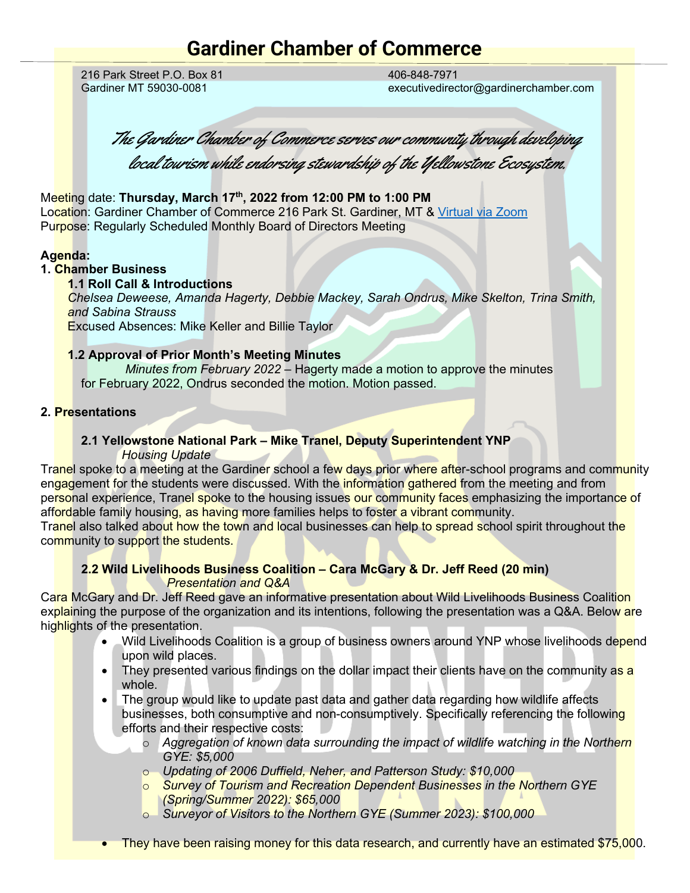# Gardiner Chamber of Commerce

216 Park Street P.O. Box 81
Gardiner MT 59030-0081

406-848-7971
executivedirector@gardinerchamber.com

*The Gardiner Chamber of Commerce serves our community through developing local tourism while endorsing stewardship of the Yellowstone Ecosystem.*

Meeting date: **Thursday, March 17th, 2022 from 12:00 PM to 1:00 PM**
Location: Gardiner Chamber of Commerce 216 Park St. Gardiner, MT & Virtual via Zoom
Purpose: Regularly Scheduled Monthly Board of Directors Meeting

**Agenda:**

**1. Chamber Business**

**1.1 Roll Call & Introductions**

*Chelsea Deweese, Amanda Hagerty, Debbie Mackey, Sarah Ondrus, Mike Skelton, Trina Smith, and Sabina Strauss*

Excused Absences: Mike Keller and Billie Taylor

**1.2 Approval of Prior Month's Meeting Minutes**

*Minutes from February 2022* – Hagerty made a motion to approve the minutes for February 2022, Ondrus seconded the motion. Motion passed.

**2. Presentations**

**2.1 Yellowstone National Park – Mike Tranel, Deputy Superintendent YNP**

*Housing Update*

Tranel spoke to a meeting at the Gardiner school a few days prior where after-school programs and community engagement for the students were discussed. With the information gathered from the meeting and from personal experience, Tranel spoke to the housing issues our community faces emphasizing the importance of affordable family housing, as having more families helps to foster a vibrant community.
Tranel also talked about how the town and local businesses can help to spread school spirit throughout the community to support the students.

**2.2 Wild Livelihoods Business Coalition – Cara McGary & Dr. Jeff Reed (20 min)**

*Presentation and Q&A*

Cara McGary and Dr. Jeff Reed gave an informative presentation about Wild Livelihoods Business Coalition explaining the purpose of the organization and its intentions, following the presentation was a Q&A. Below are highlights of the presentation.

- Wild Livelihoods Coalition is a group of business owners around YNP whose livelihoods depend upon wild places.
- They presented various findings on the dollar impact their clients have on the community as a whole.
- The group would like to update past data and gather data regarding how wildlife affects businesses, both consumptive and non-consumptively. Specifically referencing the following efforts and their respective costs:
  - *Aggregation of known data surrounding the impact of wildlife watching in the Northern GYE: $5,000*
  - *Updating of 2006 Duffield, Neher, and Patterson Study: $10,000*
  - *Survey of Tourism and Recreation Dependent Businesses in the Northern GYE (Spring/Summer 2022): $65,000*
  - *Surveyor of Visitors to the Northern GYE (Summer 2023): $100,000*

- They have been raising money for this data research, and currently have an estimated $75,000.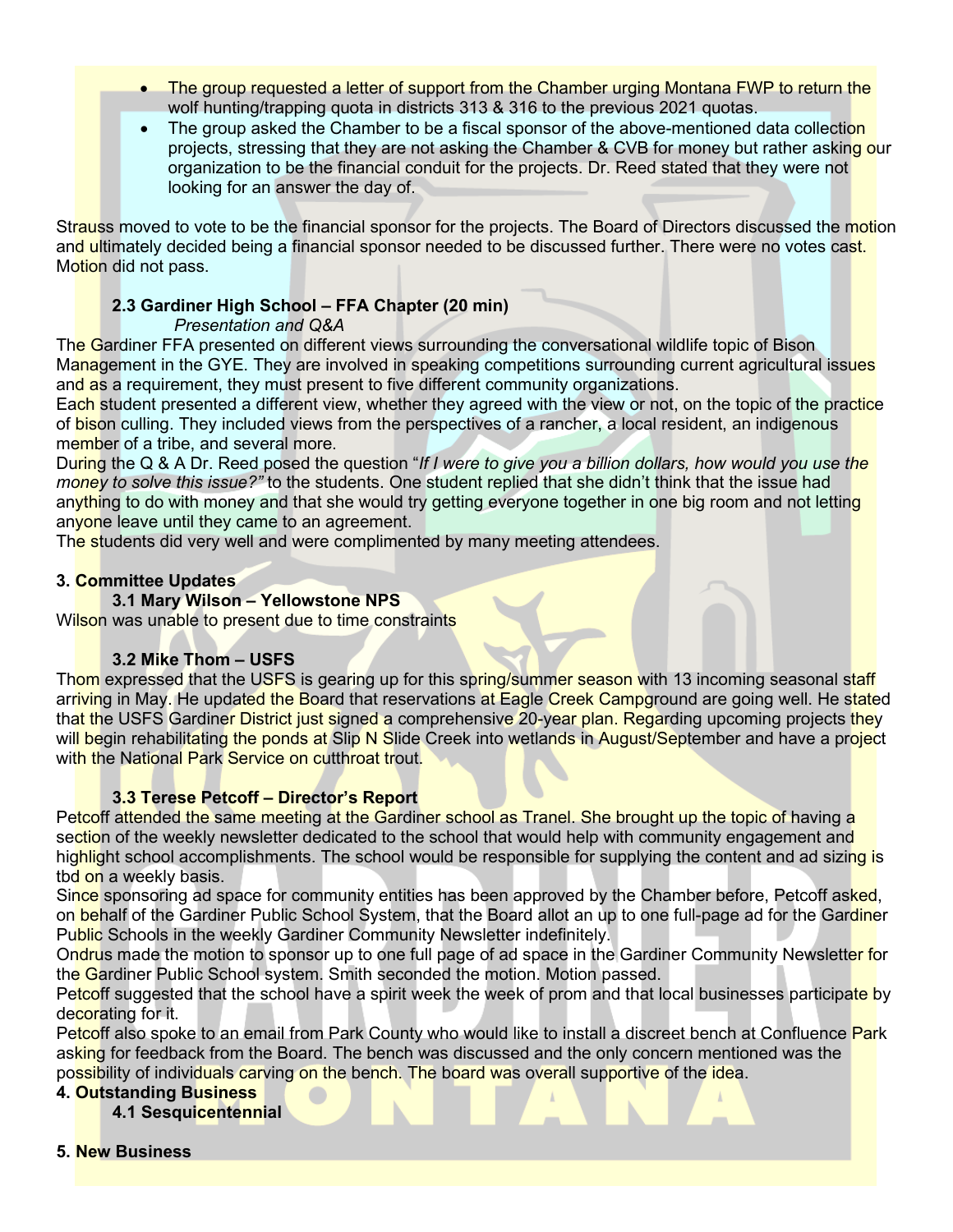- The group requested a letter of support from the Chamber urging Montana FWP to return the wolf hunting/trapping quota in districts 313 & 316 to the previous 2021 quotas.
- The group asked the Chamber to be a fiscal sponsor of the above-mentioned data collection projects, stressing that they are not asking the Chamber & CVB for money but rather asking our organization to be the financial conduit for the projects. Dr. Reed stated that they were not looking for an answer the day of.

Strauss moved to vote to be the financial sponsor for the projects. The Board of Directors discussed the motion and ultimately decided being a financial sponsor needed to be discussed further. There were no votes cast. Motion did not pass.

**2.3 Gardiner High School – FFA Chapter (20 min)**

*Presentation and Q&A*

The Gardiner FFA presented on different views surrounding the conversational wildlife topic of Bison Management in the GYE. They are involved in speaking competitions surrounding current agricultural issues and as a requirement, they must present to five different community organizations.

Each student presented a different view, whether they agreed with the view or not, on the topic of the practice of bison culling. They included views from the perspectives of a rancher, a local resident, an indigenous member of a tribe, and several more.

During the Q & A Dr. Reed posed the question "*If I were to give you a billion dollars, how would you use the money to solve this issue?"* to the students. One student replied that she didn't think that the issue had anything to do with money and that she would try getting everyone together in one big room and not letting anyone leave until they came to an agreement.

The students did very well and were complimented by many meeting attendees.

**3. Committee Updates**

**3.1 Mary Wilson – Yellowstone NPS**

Wilson was unable to present due to time constraints

**3.2 Mike Thom – USFS**

Thom expressed that the USFS is gearing up for this spring/summer season with 13 incoming seasonal staff arriving in May. He updated the Board that reservations at Eagle Creek Campground are going well. He stated that the USFS Gardiner District just signed a comprehensive 20-year plan. Regarding upcoming projects they will begin rehabilitating the ponds at Slip N Slide Creek into wetlands in August/September and have a project with the National Park Service on cutthroat trout.

**3.3 Terese Petcoff – Director's Report**

Petcoff attended the same meeting at the Gardiner school as Tranel. She brought up the topic of having a section of the weekly newsletter dedicated to the school that would help with community engagement and highlight school accomplishments. The school would be responsible for supplying the content and ad sizing is tbd on a weekly basis.

Since sponsoring ad space for community entities has been approved by the Chamber before, Petcoff asked, on behalf of the Gardiner Public School System, that the Board allot an up to one full-page ad for the Gardiner Public Schools in the weekly Gardiner Community Newsletter indefinitely.

Ondrus made the motion to sponsor up to one full page of ad space in the Gardiner Community Newsletter for the Gardiner Public School system. Smith seconded the motion. Motion passed.

Petcoff suggested that the school have a spirit week the week of prom and that local businesses participate by decorating for it.

Petcoff also spoke to an email from Park County who would like to install a discreet bench at Confluence Park asking for feedback from the Board. The bench was discussed and the only concern mentioned was the possibility of individuals carving on the bench. The board was overall supportive of the idea.

**4. Outstanding Business**

**4.1 Sesquicentennial**

**5. New Business**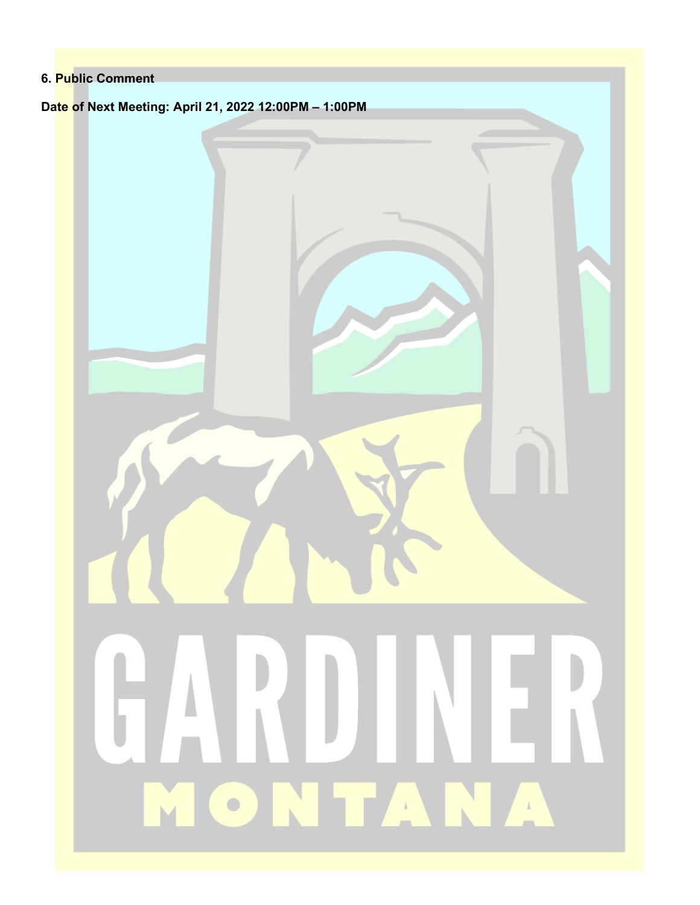**6. Public Comment**

**Date of Next Meeting: April 21, 2022 12:00PM – 1:00PM**